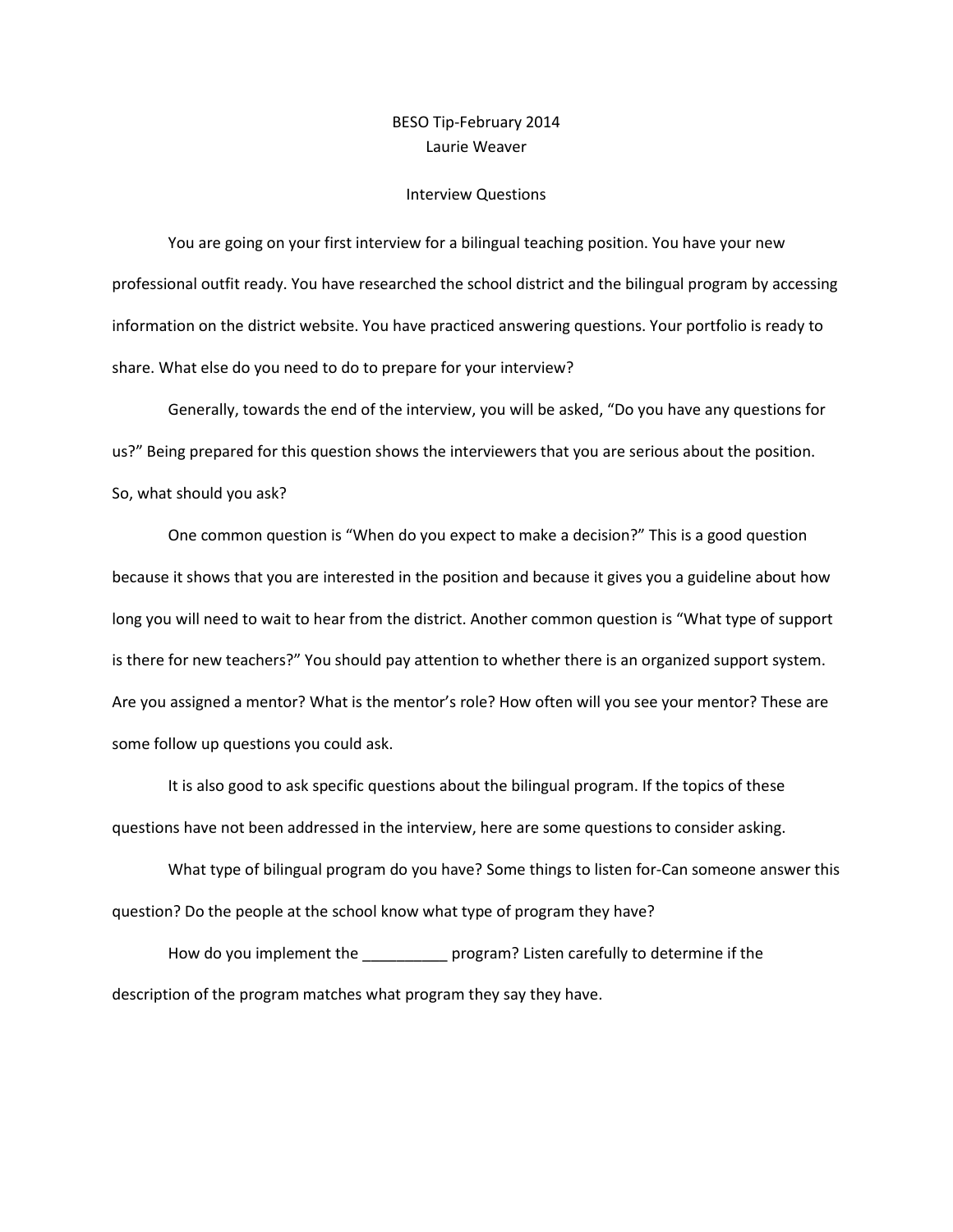BESO Tip-February 2014

Laurie Weaver

# Interview Questions

You are going on your first interview for a bilingual teaching position. You have your new professional outfit ready. You have researched the school district and the bilingual program by accessing information on the district website. You have practiced answering questions. Your portfolio is ready to share. What else do you need to do to prepare for your interview?

Generally, towards the end of the interview, you will be asked, "Do you have any questions for us?" Being prepared for this question shows the interviewers that you are serious about the position. So, what should you ask?

One common question is "When do you expect to make a decision?" This is a good question because it shows that you are interested in the position and because it gives you a guideline about how long you will need to wait to hear from the district. Another common question is "What type of support is there for new teachers?" You should pay attention to whether there is an organized support system. Are you assigned a mentor? What is the mentor's role? How often will you see your mentor? These are some follow up questions you could ask.

It is also good to ask specific questions about the bilingual program. If the topics of these questions have not been addressed in the interview, here are some questions to consider asking.

What type of bilingual program do you have? Some things to listen for-Can someone answer this question? Do the people at the school know what type of program they have?

How do you implement the __________ program? Listen carefully to determine if the description of the program matches what program they say they have.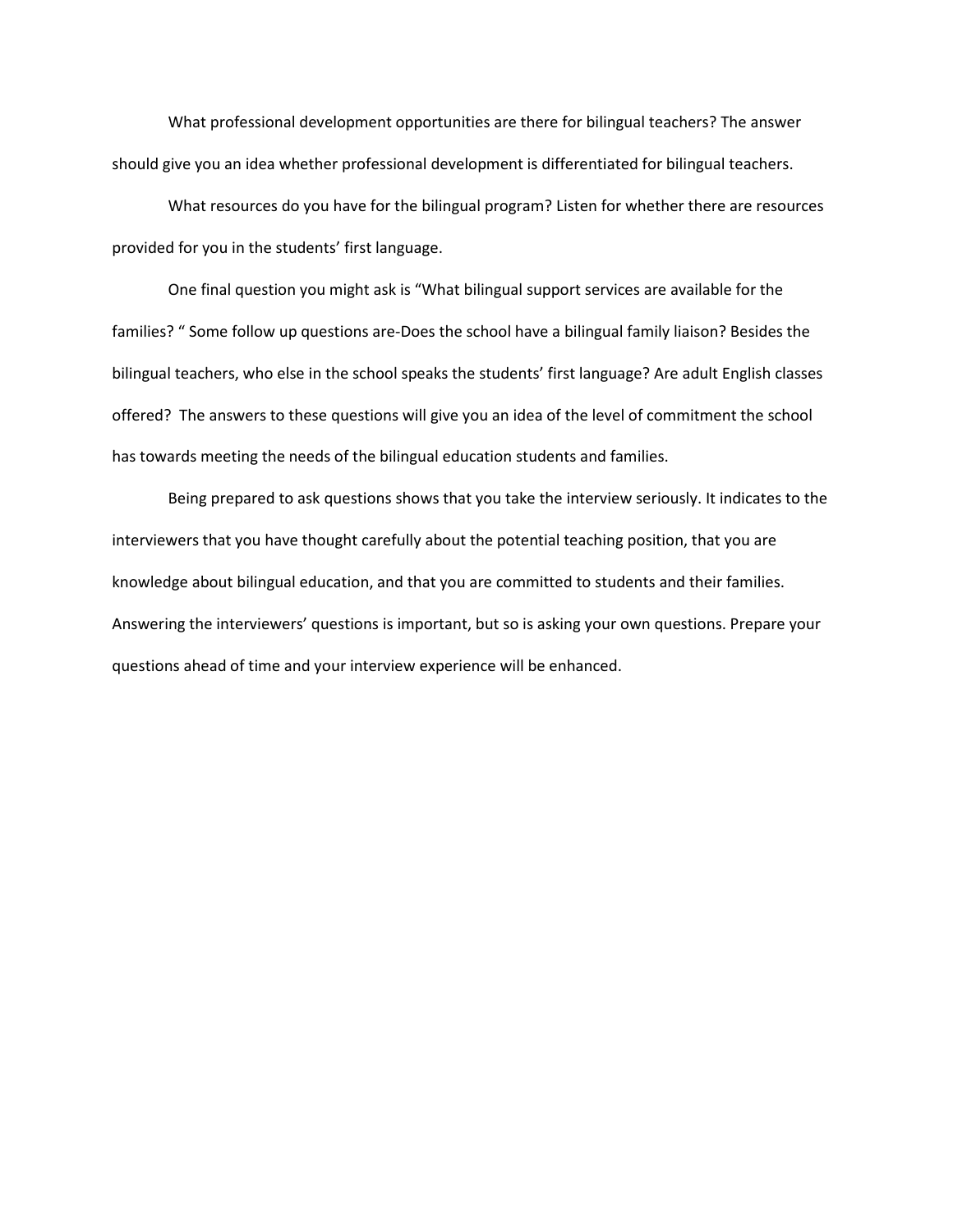What professional development opportunities are there for bilingual teachers? The answer should give you an idea whether professional development is differentiated for bilingual teachers.

What resources do you have for the bilingual program? Listen for whether there are resources provided for you in the students' first language.

One final question you might ask is "What bilingual support services are available for the families? " Some follow up questions are-Does the school have a bilingual family liaison? Besides the bilingual teachers, who else in the school speaks the students' first language? Are adult English classes offered? The answers to these questions will give you an idea of the level of commitment the school has towards meeting the needs of the bilingual education students and families.

Being prepared to ask questions shows that you take the interview seriously. It indicates to the interviewers that you have thought carefully about the potential teaching position, that you are knowledge about bilingual education, and that you are committed to students and their families. Answering the interviewers' questions is important, but so is asking your own questions. Prepare your questions ahead of time and your interview experience will be enhanced.